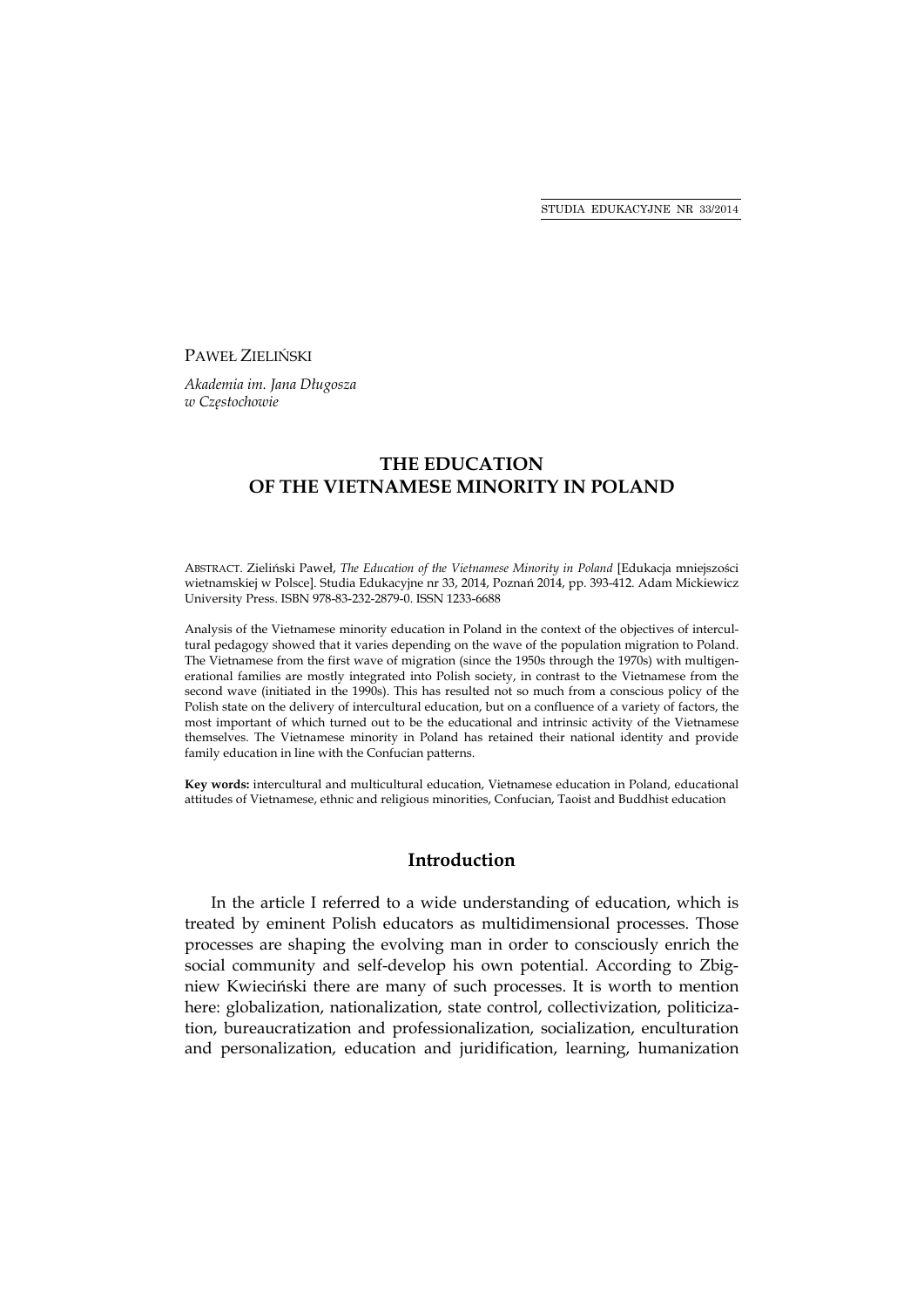PAWEŁ ZIELIŃSKI

*Akademia im. Jana Długosza w Częstochowie*

# THE EDUCATION OF THE VIETNAMESE MINORITY IN POLAND

ABSTRACT. Zieliński Paweł, *The Education of the Vietnamese Minority in Poland* [Edukacja mniejszości wietnamskiej w Polsce]. Studia Edukacyjne nr 33, 2014, Poznań 2014, pp. 393-412. Adam Mickiewicz University Press. ISBN 978-83-232-2879-0. ISSN 1233-6688

Analysis of the Vietnamese minority education in Poland in the context of the objectives of intercultural pedagogy showed that it varies depending on the wave of the population migration to Poland. The Vietnamese from the first wave of migration (since the 1950s through the 1970s) with multigenerational families are mostly integrated into Polish society, in contrast to the Vietnamese from the second wave (initiated in the 1990s). This has resulted not so much from a conscious policy of the Polish state on the delivery of intercultural education, but on a confluence of a variety of factors, the most important of which turned out to be the educational and intrinsic activity of the Vietnamese themselves. The Vietnamese minority in Poland has retained their national identity and provide family education in line with the Confucian patterns.

**Key words:** intercultural and multicultural education, Vietnamese education in Poland, educational attitudes of Vietnamese, ethnic and religious minorities, Confucian, Taoist and Buddhist education

## Introduction

In the article I referred to a wide understanding of education, which is treated by eminent Polish educators as multidimensional processes. Those processes are shaping the evolving man in order to consciously enrich the social community and self-develop his own potential. According to Zbigniew Kwieciński there are many of such processes. It is worth to mention here: globalization, nationalization, state control, collectivization, politicization, bureaucratization and professionalization, socialization, enculturation and personalization, education and juridification, learning, humanization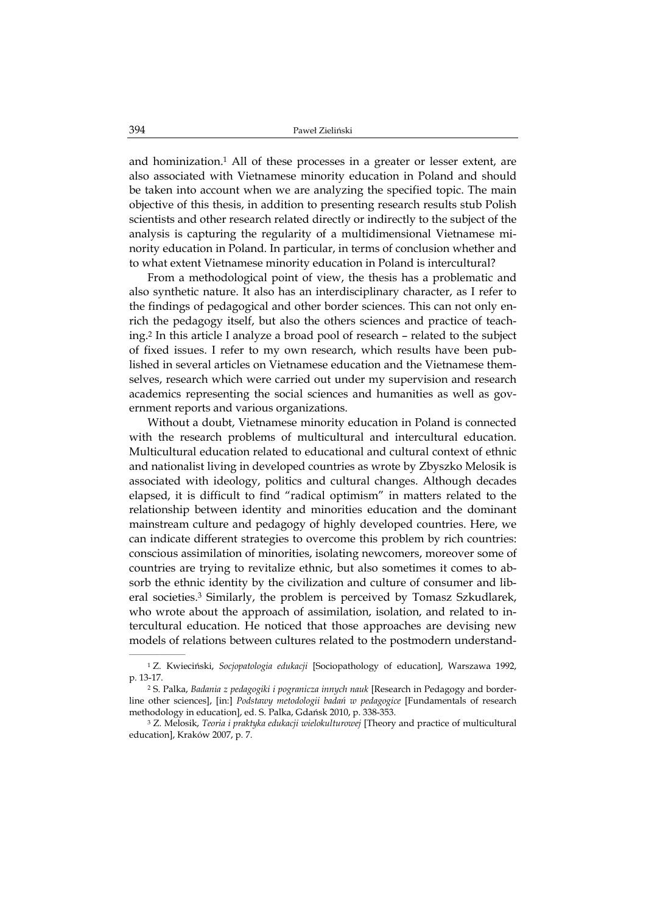and hominization.[1] All of these processes in a greater or lesser extent, are also associated with Vietnamese minority education in Poland and should be taken into account when we are analyzing the specified topic. The main objective of this thesis, in addition to presenting research results stub Polish scientists and other research related directly or indirectly to the subject of the analysis is capturing the regularity of a multidimensional Vietnamese minority education in Poland. In particular, in terms of conclusion whether and to what extent Vietnamese minority education in Poland is intercultural?

From a methodological point of view, the thesis has a problematic and also synthetic nature. It also has an interdisciplinary character, as I refer to the findings of pedagogical and other border sciences. This can not only enrich the pedagogy itself, but also the others sciences and practice of teaching.[2] In this article I analyze a broad pool of research – related to the subject of fixed issues. I refer to my own research, which results have been published in several articles on Vietnamese education and the Vietnamese themselves, research which were carried out under my supervision and research academics representing the social sciences and humanities as well as government reports and various organizations.

Without a doubt, Vietnamese minority education in Poland is connected with the research problems of multicultural and intercultural education. Multicultural education related to educational and cultural context of ethnic and nationalist living in developed countries as wrote by Zbyszko Melosik is associated with ideology, politics and cultural changes. Although decades elapsed, it is difficult to find "radical optimism" in matters related to the relationship between identity and minorities education and the dominant mainstream culture and pedagogy of highly developed countries. Here, we can indicate different strategies to overcome this problem by rich countries: conscious assimilation of minorities, isolating newcomers, moreover some of countries are trying to revitalize ethnic, but also sometimes it comes to absorb the ethnic identity by the civilization and culture of consumer and liberal societies.[3] Similarly, the problem is perceived by Tomasz Szkudlarek, who wrote about the approach of assimilation, isolation, and related to intercultural education. He noticed that those approaches are devising new models of relations between cultures related to the postmodern understand-

---

[1] Z. Kwieciński, *Socjopatologia edukacji* [Sociopathology of education], Warszawa 1992, p. 13-17.

[2] S. Palka, *Badania z pedagogiki i pogranicza innych nauk* [Research in Pedagogy and borderline other sciences], [in:] *Podstawy metodologii badań w pedagogice* [Fundamentals of research methodology in education], ed. S. Palka, Gdańsk 2010, p. 338-353.

[3] Z. Melosik, *Teoria i praktyka edukacji wielokulturowej* [Theory and practice of multicultural education], Kraków 2007, p. 7.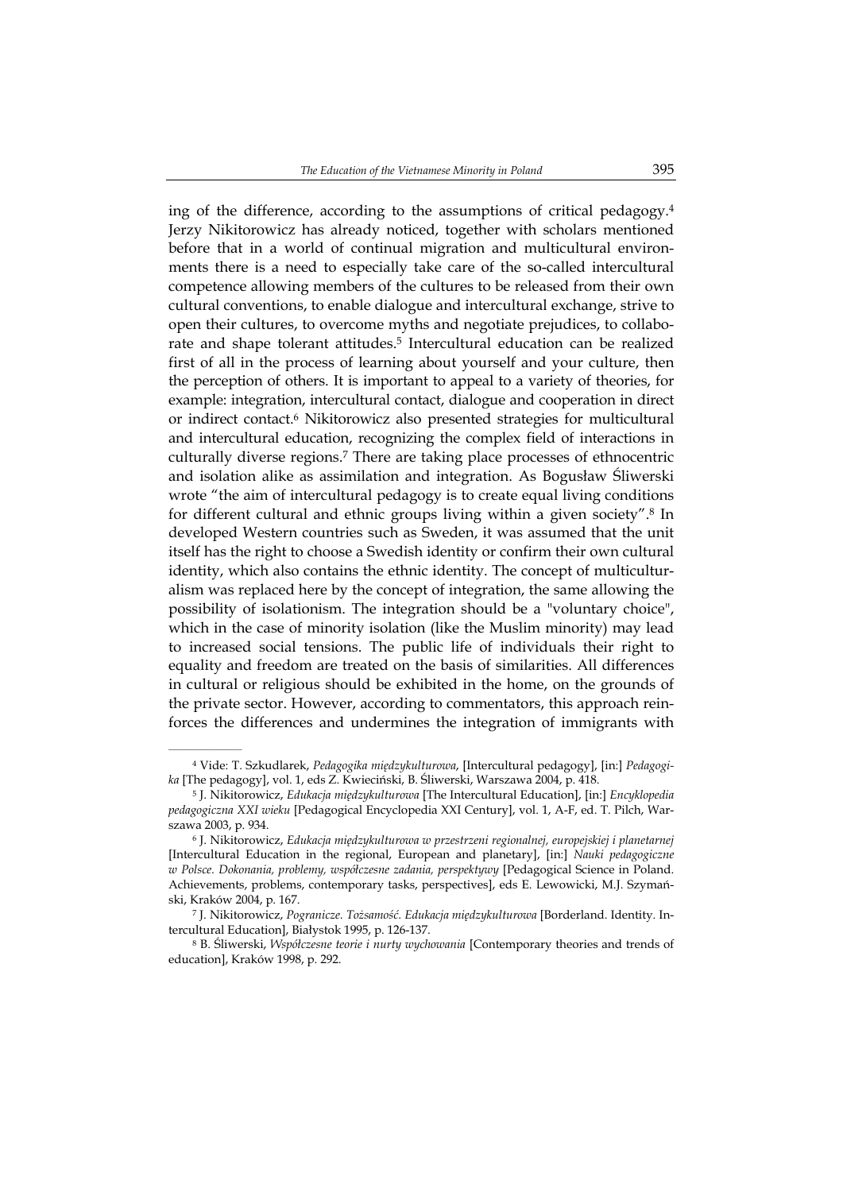ing of the difference, according to the assumptions of critical pedagogy.[4] Jerzy Nikitorowicz has already noticed, together with scholars mentioned before that in a world of continual migration and multicultural environments there is a need to especially take care of the so-called intercultural competence allowing members of the cultures to be released from their own cultural conventions, to enable dialogue and intercultural exchange, strive to open their cultures, to overcome myths and negotiate prejudices, to collaborate and shape tolerant attitudes.[5] Intercultural education can be realized first of all in the process of learning about yourself and your culture, then the perception of others. It is important to appeal to a variety of theories, for example: integration, intercultural contact, dialogue and cooperation in direct or indirect contact.[6] Nikitorowicz also presented strategies for multicultural and intercultural education, recognizing the complex field of interactions in culturally diverse regions.[7] There are taking place processes of ethnocentric and isolation alike as assimilation and integration. As Bogusław Śliwerski wrote "the aim of intercultural pedagogy is to create equal living conditions for different cultural and ethnic groups living within a given society".[8] In developed Western countries such as Sweden, it was assumed that the unit itself has the right to choose a Swedish identity or confirm their own cultural identity, which also contains the ethnic identity. The concept of multiculturalism was replaced here by the concept of integration, the same allowing the possibility of isolationism. The integration should be a "voluntary choice", which in the case of minority isolation (like the Muslim minority) may lead to increased social tensions. The public life of individuals their right to equality and freedom are treated on the basis of similarities. All differences in cultural or religious should be exhibited in the home, on the grounds of the private sector. However, according to commentators, this approach reinforces the differences and undermines the integration of immigrants with

---

[4] Vide: T. Szkudlarek, *Pedagogika międzykulturowa*, [Intercultural pedagogy], [in:] *Pedagogika* [The pedagogy], vol. 1, eds Z. Kwieciński, B. Śliwerski, Warszawa 2004, p. 418.

[5] J. Nikitorowicz, *Edukacja międzykulturowa* [The Intercultural Education], [in:] *Encyklopedia pedagogiczna XXI wieku* [Pedagogical Encyclopedia XXI Century], vol. 1, A-F, ed. T. Pilch, Warszawa 2003, p. 934.

[6] J. Nikitorowicz, *Edukacja międzykulturowa w przestrzeni regionalnej, europejskiej i planetarnej* [Intercultural Education in the regional, European and planetary], [in:] *Nauki pedagogiczne w Polsce. Dokonania, problemy, współczesne zadania, perspektywy* [Pedagogical Science in Poland. Achievements, problems, contemporary tasks, perspectives], eds E. Lewowicki, M.J. Szymański, Kraków 2004, p. 167.

[7] J. Nikitorowicz, *Pogranicze. Tożsamość. Edukacja międzykulturowa* [Borderland. Identity. Intercultural Education], Białystok 1995, p. 126-137.

[8] B. Śliwerski, *Współczesne teorie i nurty wychowania* [Contemporary theories and trends of education], Kraków 1998, p. 292.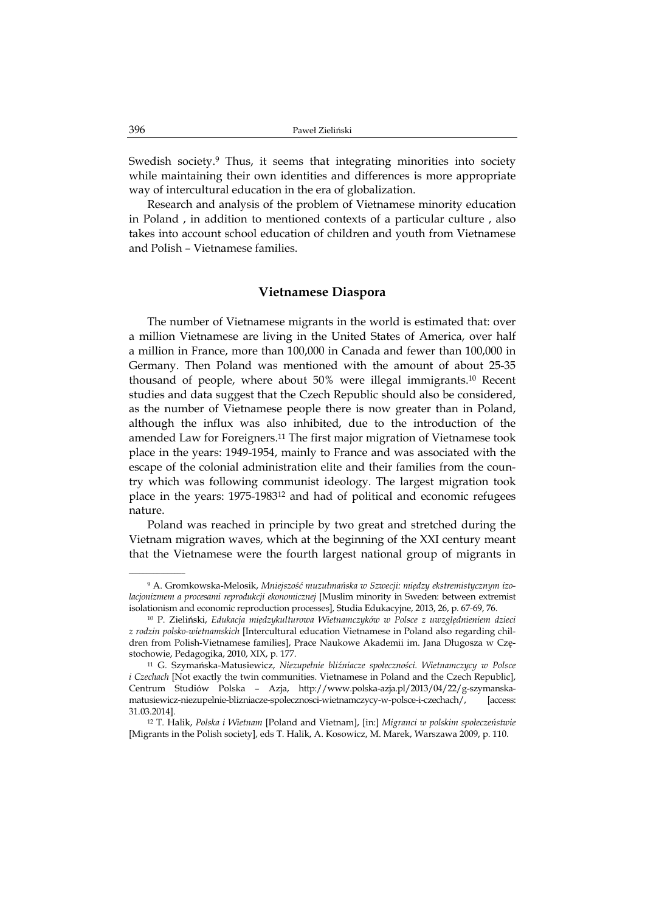Swedish society.[9] Thus, it seems that integrating minorities into society while maintaining their own identities and differences is more appropriate way of intercultural education in the era of globalization.

Research and analysis of the problem of Vietnamese minority education in Poland , in addition to mentioned contexts of a particular culture , also takes into account school education of children and youth from Vietnamese and Polish – Vietnamese families.

## Vietnamese Diaspora

The number of Vietnamese migrants in the world is estimated that: over a million Vietnamese are living in the United States of America, over half a million in France, more than 100,000 in Canada and fewer than 100,000 in Germany. Then Poland was mentioned with the amount of about 25-35 thousand of people, where about 50% were illegal immigrants.[10] Recent studies and data suggest that the Czech Republic should also be considered, as the number of Vietnamese people there is now greater than in Poland, although the influx was also inhibited, due to the introduction of the amended Law for Foreigners.[11] The first major migration of Vietnamese took place in the years: 1949-1954, mainly to France and was associated with the escape of the colonial administration elite and their families from the country which was following communist ideology. The largest migration took place in the years: 1975-1983[12] and had of political and economic refugees nature.

Poland was reached in principle by two great and stretched during the Vietnam migration waves, which at the beginning of the XXI century meant that the Vietnamese were the fourth largest national group of migrants in

---

[9] A. Gromkowska-Melosik, *Mniejszość muzułmańska w Szwecji: między ekstremistycznym izolacjonizmem a procesami reprodukcji ekonomicznej* [Muslim minority in Sweden: between extremist isolationism and economic reproduction processes], Studia Edukacyjne, 2013, 26, p. 67-69, 76.

[10] P. Zieliński, *Edukacja międzykulturowa Wietnamczyków w Polsce z uwzględnieniem dzieci z rodzin polsko-wietnamskich* [Intercultural education Vietnamese in Poland also regarding children from Polish-Vietnamese families], Prace Naukowe Akademii im. Jana Długosza w Częstochowie, Pedagogika, 2010, XIX, p. 177.

[11] G. Szymańska-Matusiewicz, *Niezupełnie bliźniacze społeczności. Wietnamczycy w Polsce i Czechach* [Not exactly the twin communities. Vietnamese in Poland and the Czech Republic], Centrum Studiów Polska – Azja, http://www.polska-azja.pl/2013/04/22/g-szymanska-matusiewicz-niezupelnie-blizniacze-spolecznosci-wietnamczycy-w-polsce-i-czechach/, [access: 31.03.2014].

[12] T. Halik, *Polska i Wietnam* [Poland and Vietnam], [in:] *Migranci w polskim społeczeństwie* [Migrants in the Polish society], eds T. Halik, A. Kosowicz, M. Marek, Warszawa 2009, p. 110.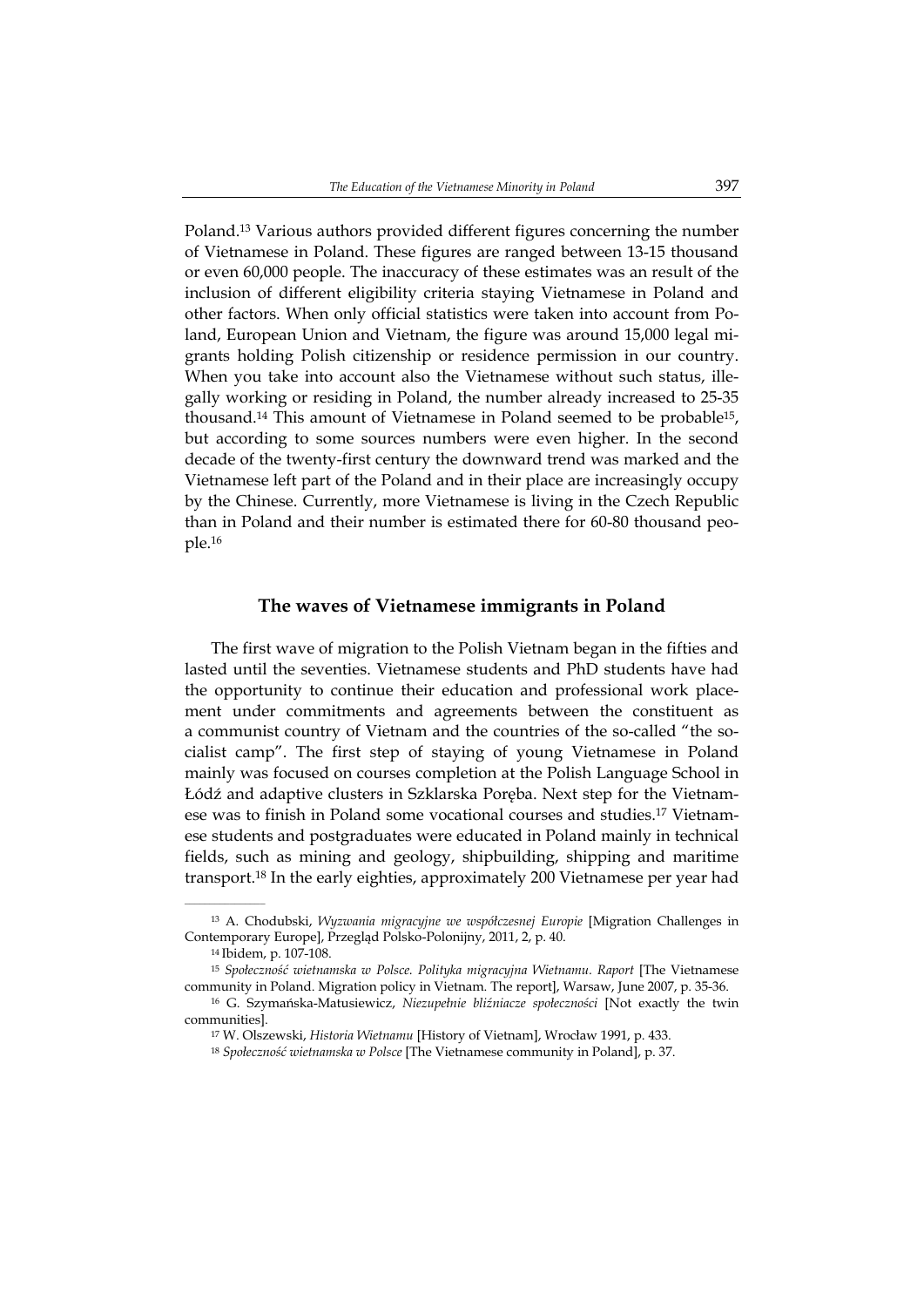Poland.[13] Various authors provided different figures concerning the number of Vietnamese in Poland. These figures are ranged between 13-15 thousand or even 60,000 people. The inaccuracy of these estimates was an result of the inclusion of different eligibility criteria staying Vietnamese in Poland and other factors. When only official statistics were taken into account from Poland, European Union and Vietnam, the figure was around 15,000 legal migrants holding Polish citizenship or residence permission in our country. When you take into account also the Vietnamese without such status, illegally working or residing in Poland, the number already increased to 25-35 thousand.[14] This amount of Vietnamese in Poland seemed to be probable[15], but according to some sources numbers were even higher. In the second decade of the twenty-first century the downward trend was marked and the Vietnamese left part of the Poland and in their place are increasingly occupy by the Chinese. Currently, more Vietnamese is living in the Czech Republic than in Poland and their number is estimated there for 60-80 thousand people.[16]

## The waves of Vietnamese immigrants in Poland

The first wave of migration to the Polish Vietnam began in the fifties and lasted until the seventies. Vietnamese students and PhD students have had the opportunity to continue their education and professional work placement under commitments and agreements between the constituent as a communist country of Vietnam and the countries of the so-called "the socialist camp". The first step of staying of young Vietnamese in Poland mainly was focused on courses completion at the Polish Language School in Łódź and adaptive clusters in Szklarska Poręba. Next step for the Vietnamese was to finish in Poland some vocational courses and studies.[17] Vietnamese students and postgraduates were educated in Poland mainly in technical fields, such as mining and geology, shipbuilding, shipping and maritime transport.[18] In the early eighties, approximately 200 Vietnamese per year had

---

[13] A. Chodubski, *Wyzwania migracyjne we współczesnej Europie* [Migration Challenges in Contemporary Europe], Przegląd Polsko-Polonijny, 2011, 2, p. 40.

[14] Ibidem, p. 107-108.

[15] *Społeczność wietnamska w Polsce. Polityka migracyjna Wietnamu. Raport* [The Vietnamese community in Poland. Migration policy in Vietnam. The report], Warsaw, June 2007, p. 35-36.

[16] G. Szymańska-Matusiewicz, *Niezupełnie bliźniacze społeczności* [Not exactly the twin communities].

[17] W. Olszewski, *Historia Wietnamu* [History of Vietnam], Wrocław 1991, p. 433.

[18] *Społeczność wietnamska w Polsce* [The Vietnamese community in Poland], p. 37.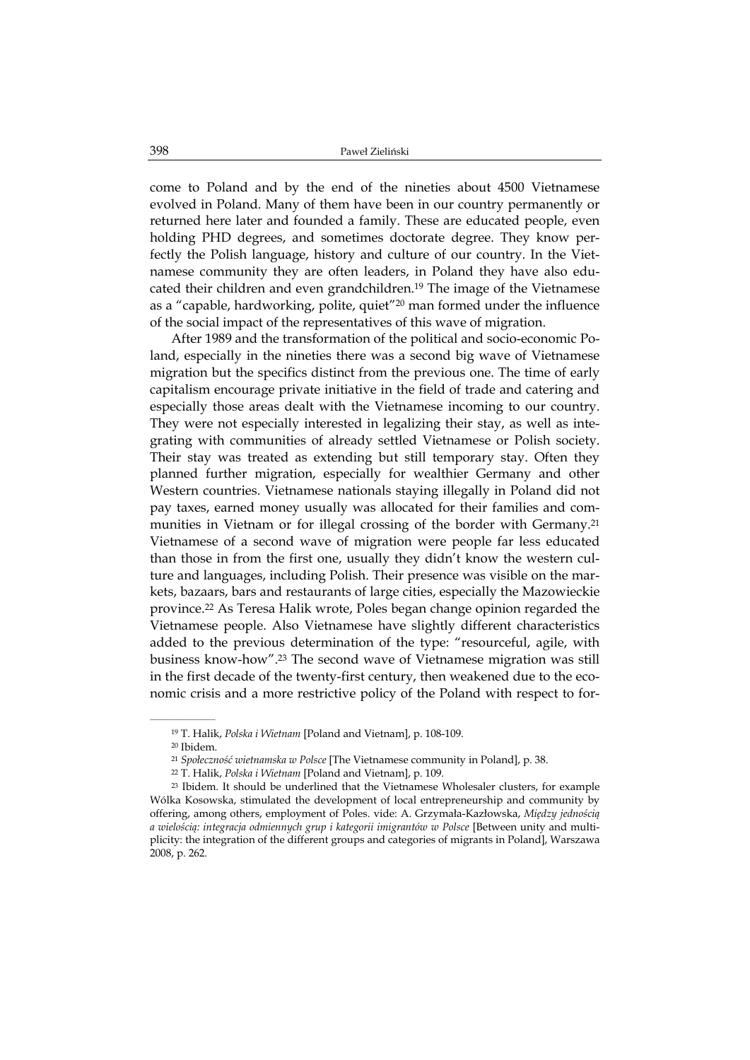come to Poland and by the end of the nineties about 4500 Vietnamese evolved in Poland. Many of them have been in our country permanently or returned here later and founded a family. These are educated people, even holding PHD degrees, and sometimes doctorate degree. They know perfectly the Polish language, history and culture of our country. In the Vietnamese community they are often leaders, in Poland they have also educated their children and even grandchildren.[19] The image of the Vietnamese as a "capable, hardworking, polite, quiet"[20] man formed under the influence of the social impact of the representatives of this wave of migration.

After 1989 and the transformation of the political and socio-economic Poland, especially in the nineties there was a second big wave of Vietnamese migration but the specifics distinct from the previous one. The time of early capitalism encourage private initiative in the field of trade and catering and especially those areas dealt with the Vietnamese incoming to our country. They were not especially interested in legalizing their stay, as well as integrating with communities of already settled Vietnamese or Polish society. Their stay was treated as extending but still temporary stay. Often they planned further migration, especially for wealthier Germany and other Western countries. Vietnamese nationals staying illegally in Poland did not pay taxes, earned money usually was allocated for their families and communities in Vietnam or for illegal crossing of the border with Germany.[21] Vietnamese of a second wave of migration were people far less educated than those in from the first one, usually they didn't know the western culture and languages, including Polish. Their presence was visible on the markets, bazaars, bars and restaurants of large cities, especially the Mazowieckie province.[22] As Teresa Halik wrote, Poles began change opinion regarded the Vietnamese people. Also Vietnamese have slightly different characteristics added to the previous determination of the type: "resourceful, agile, with business know-how".[23] The second wave of Vietnamese migration was still in the first decade of the twenty-first century, then weakened due to the economic crisis and a more restrictive policy of the Poland with respect to for-

---

[19] T. Halik, *Polska i Wietnam* [Poland and Vietnam], p. 108-109.

[20] Ibidem.

[21] *Społeczność wietnamska w Polsce* [The Vietnamese community in Poland], p. 38.

[22] T. Halik, *Polska i Wietnam* [Poland and Vietnam], p. 109.

[23] Ibidem. It should be underlined that the Vietnamese Wholesaler clusters, for example Wólka Kosowska, stimulated the development of local entrepreneurship and community by offering, among others, employment of Poles. vide: A. Grzymała-Kazłowska, *Między jednością a wielością: integracja odmiennych grup i kategorii imigrantów w Polsce* [Between unity and multiplicity: the integration of the different groups and categories of migrants in Poland], Warszawa 2008, p. 262.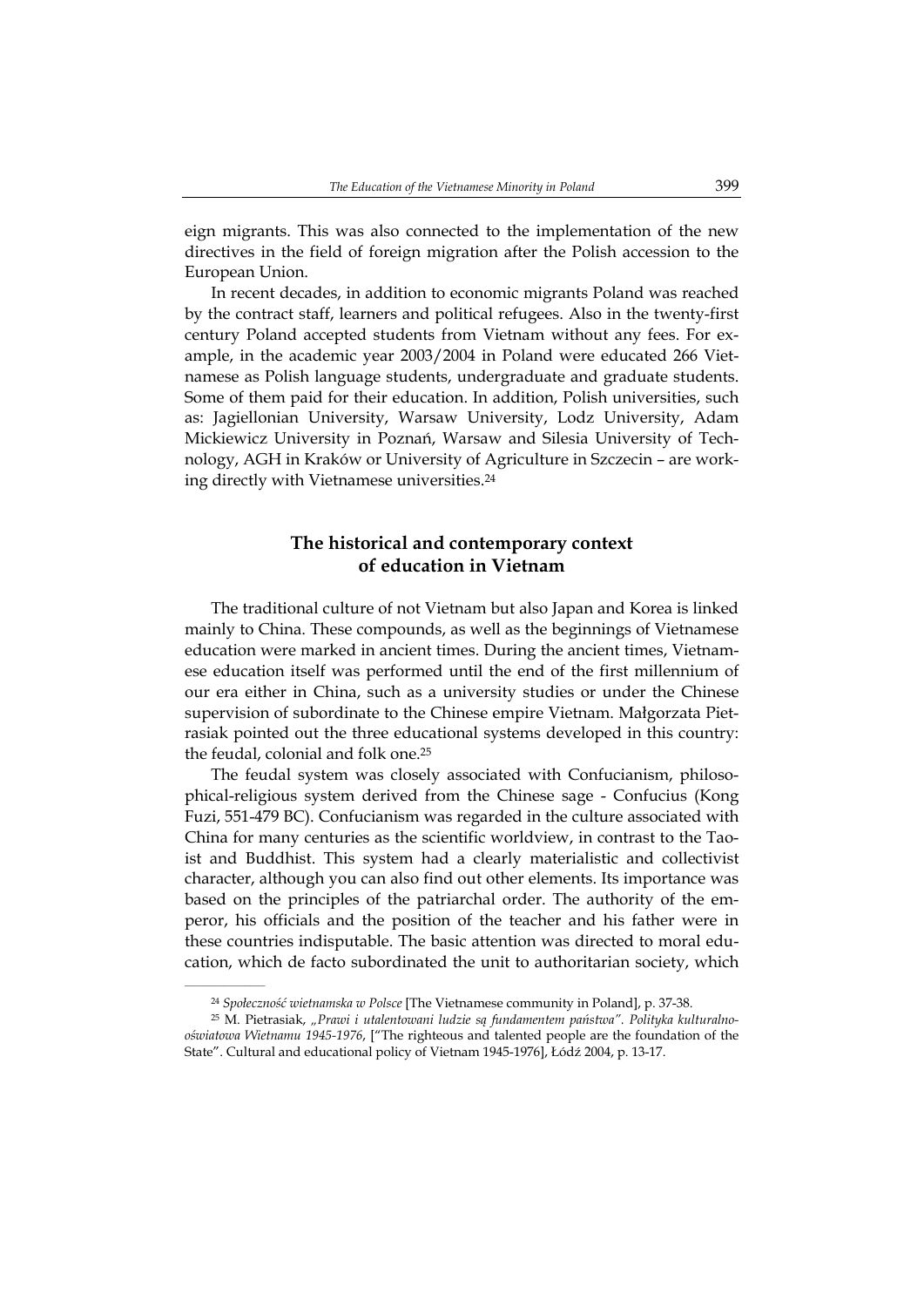eign migrants. This was also connected to the implementation of the new directives in the field of foreign migration after the Polish accession to the European Union.

In recent decades, in addition to economic migrants Poland was reached by the contract staff, learners and political refugees. Also in the twenty-first century Poland accepted students from Vietnam without any fees. For example, in the academic year 2003/2004 in Poland were educated 266 Vietnamese as Polish language students, undergraduate and graduate students. Some of them paid for their education. In addition, Polish universities, such as: Jagiellonian University, Warsaw University, Lodz University, Adam Mickiewicz University in Poznań, Warsaw and Silesia University of Technology, AGH in Kraków or University of Agriculture in Szczecin – are working directly with Vietnamese universities.[24]

## The historical and contemporary context of education in Vietnam

The traditional culture of not Vietnam but also Japan and Korea is linked mainly to China. These compounds, as well as the beginnings of Vietnamese education were marked in ancient times. During the ancient times, Vietnamese education itself was performed until the end of the first millennium of our era either in China, such as a university studies or under the Chinese supervision of subordinate to the Chinese empire Vietnam. Małgorzata Pietrasiak pointed out the three educational systems developed in this country: the feudal, colonial and folk one.[25]

The feudal system was closely associated with Confucianism, philosophical-religious system derived from the Chinese sage - Confucius (Kong Fuzi, 551-479 BC). Confucianism was regarded in the culture associated with China for many centuries as the scientific worldview, in contrast to the Taoist and Buddhist. This system had a clearly materialistic and collectivist character, although you can also find out other elements. Its importance was based on the principles of the patriarchal order. The authority of the emperor, his officials and the position of the teacher and his father were in these countries indisputable. The basic attention was directed to moral education, which de facto subordinated the unit to authoritarian society, which

---

[24] *Społeczność wietnamska w Polsce* [The Vietnamese community in Poland], p. 37-38.

[25] M. Pietrasiak, *„Prawi i utalentowani ludzie są fundamentem państwa". Polityka kulturalno-oświatowa Wietnamu 1945-1976*, ["The righteous and talented people are the foundation of the State". Cultural and educational policy of Vietnam 1945-1976], Łódź 2004, p. 13-17.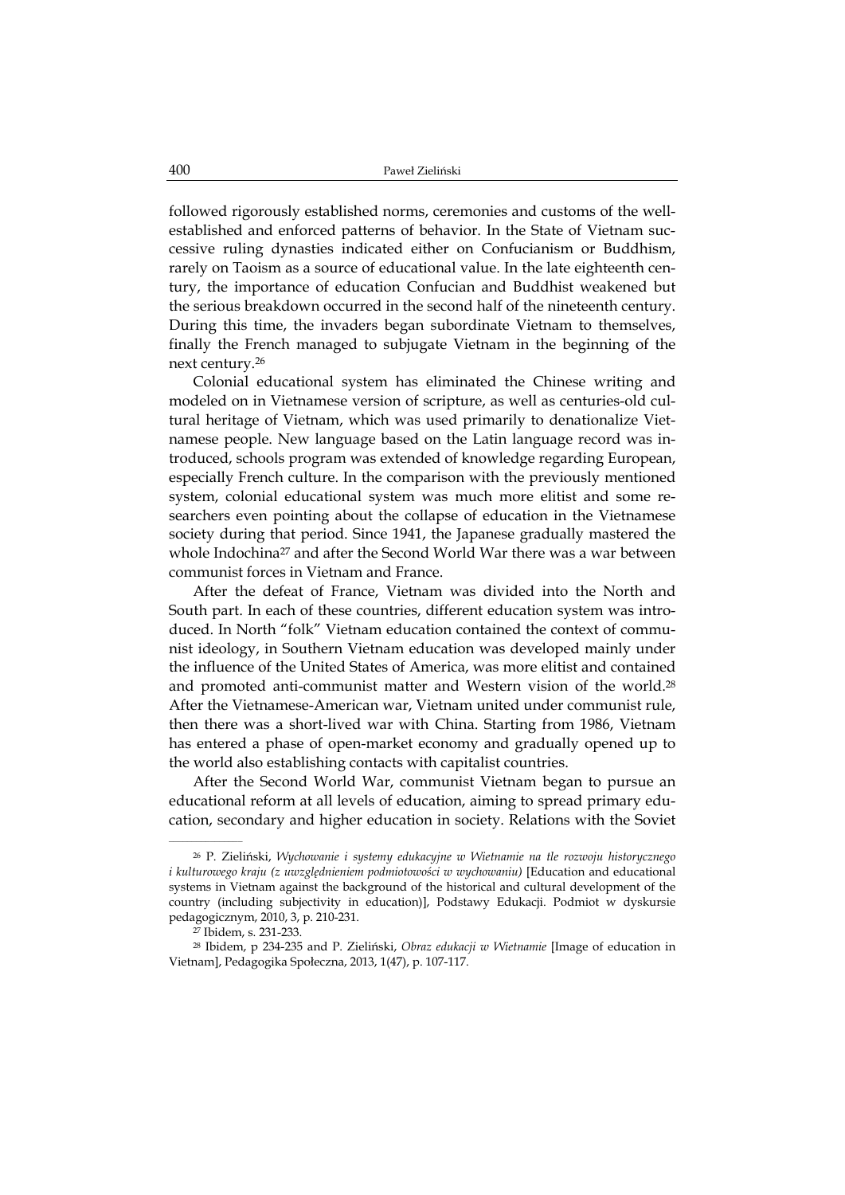followed rigorously established norms, ceremonies and customs of the well-established and enforced patterns of behavior. In the State of Vietnam successive ruling dynasties indicated either on Confucianism or Buddhism, rarely on Taoism as a source of educational value. In the late eighteenth century, the importance of education Confucian and Buddhist weakened but the serious breakdown occurred in the second half of the nineteenth century. During this time, the invaders began subordinate Vietnam to themselves, finally the French managed to subjugate Vietnam in the beginning of the next century.[26]

Colonial educational system has eliminated the Chinese writing and modeled on in Vietnamese version of scripture, as well as centuries-old cultural heritage of Vietnam, which was used primarily to denationalize Vietnamese people. New language based on the Latin language record was introduced, schools program was extended of knowledge regarding European, especially French culture. In the comparison with the previously mentioned system, colonial educational system was much more elitist and some researchers even pointing about the collapse of education in the Vietnamese society during that period. Since 1941, the Japanese gradually mastered the whole Indochina[27] and after the Second World War there was a war between communist forces in Vietnam and France.

After the defeat of France, Vietnam was divided into the North and South part. In each of these countries, different education system was introduced. In North "folk" Vietnam education contained the context of communist ideology, in Southern Vietnam education was developed mainly under the influence of the United States of America, was more elitist and contained and promoted anti-communist matter and Western vision of the world.[28] After the Vietnamese-American war, Vietnam united under communist rule, then there was a short-lived war with China. Starting from 1986, Vietnam has entered a phase of open-market economy and gradually opened up to the world also establishing contacts with capitalist countries.

After the Second World War, communist Vietnam began to pursue an educational reform at all levels of education, aiming to spread primary education, secondary and higher education in society. Relations with the Soviet

---

[26] P. Zieliński, *Wychowanie i systemy edukacyjne w Wietnamie na tle rozwoju historycznego i kulturowego kraju (z uwzględnieniem podmiotowości w wychowaniu)* [Education and educational systems in Vietnam against the background of the historical and cultural development of the country (including subjectivity in education)], Podstawy Edukacji. Podmiot w dyskursie pedagogicznym, 2010, 3, p. 210-231.

[27] Ibidem, s. 231-233.

[28] Ibidem, p 234-235 and P. Zieliński, *Obraz edukacji w Wietnamie* [Image of education in Vietnam], Pedagogika Społeczna, 2013, 1(47), p. 107-117.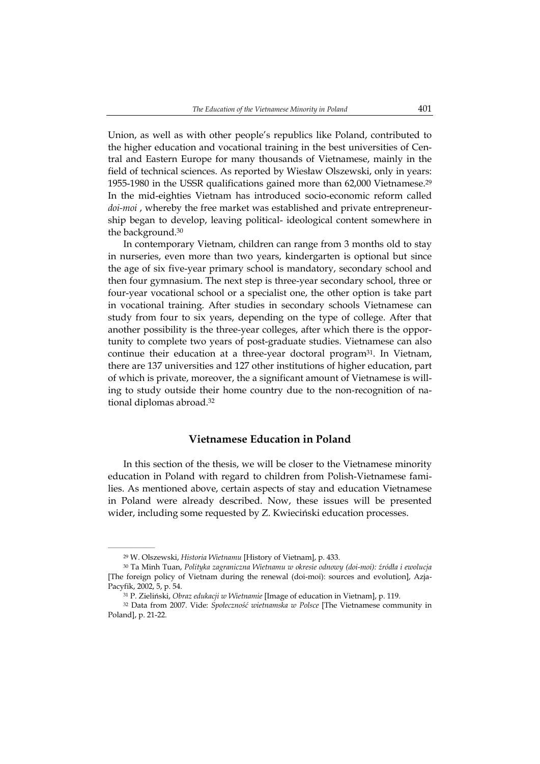Union, as well as with other people's republics like Poland, contributed to the higher education and vocational training in the best universities of Central and Eastern Europe for many thousands of Vietnamese, mainly in the field of technical sciences. As reported by Wiesław Olszewski, only in years: 1955-1980 in the USSR qualifications gained more than 62,000 Vietnamese.[29] In the mid-eighties Vietnam has introduced socio-economic reform called *doi-moi* , whereby the free market was established and private entrepreneurship began to develop, leaving political- ideological content somewhere in the background.[30]

In contemporary Vietnam, children can range from 3 months old to stay in nurseries, even more than two years, kindergarten is optional but since the age of six five-year primary school is mandatory, secondary school and then four gymnasium. The next step is three-year secondary school, three or four-year vocational school or a specialist one, the other option is take part in vocational training. After studies in secondary schools Vietnamese can study from four to six years, depending on the type of college. After that another possibility is the three-year colleges, after which there is the opportunity to complete two years of post-graduate studies. Vietnamese can also continue their education at a three-year doctoral program[31]. In Vietnam, there are 137 universities and 127 other institutions of higher education, part of which is private, moreover, the a significant amount of Vietnamese is willing to study outside their home country due to the non-recognition of national diplomas abroad.[32]

## Vietnamese Education in Poland

In this section of the thesis, we will be closer to the Vietnamese minority education in Poland with regard to children from Polish-Vietnamese families. As mentioned above, certain aspects of stay and education Vietnamese in Poland were already described. Now, these issues will be presented wider, including some requested by Z. Kwieciński education processes.

---

[29] W. Olszewski, *Historia Wietnamu* [History of Vietnam], p. 433.

[30] Ta Minh Tuan, *Polityka zagraniczna Wietnamu w okresie odnowy (doi-moi): źródła i ewolucja* [The foreign policy of Vietnam during the renewal (doi-moi): sources and evolution], Azja-Pacyfik, 2002, 5, p. 54.

[31] P. Zieliński, *Obraz edukacji w Wietnamie* [Image of education in Vietnam], p. 119.

[32] Data from 2007. Vide: *Społeczność wietnamska w Polsce* [The Vietnamese community in Poland], p. 21-22.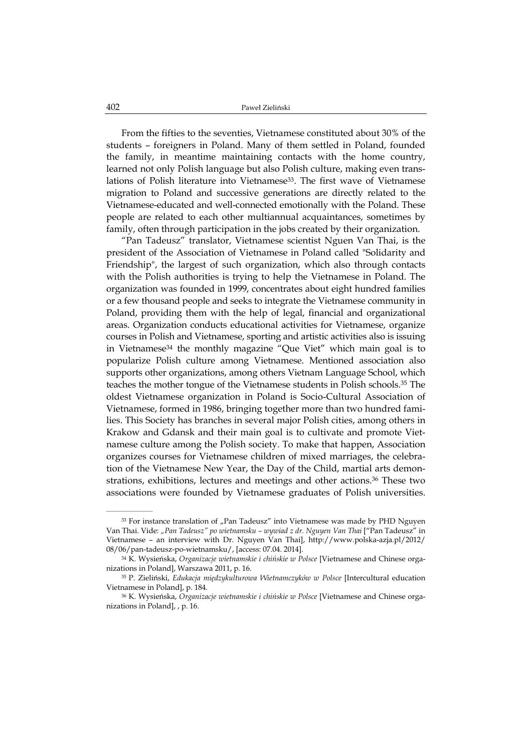From the fifties to the seventies, Vietnamese constituted about 30% of the students – foreigners in Poland. Many of them settled in Poland, founded the family, in meantime maintaining contacts with the home country, learned not only Polish language but also Polish culture, making even translations of Polish literature into Vietnamese[33]. The first wave of Vietnamese migration to Poland and successive generations are directly related to the Vietnamese-educated and well-connected emotionally with the Poland. These people are related to each other multiannual acquaintances, sometimes by family, often through participation in the jobs created by their organization.

"Pan Tadeusz" translator, Vietnamese scientist Nguen Van Thai, is the president of the Association of Vietnamese in Poland called "Solidarity and Friendship", the largest of such organization, which also through contacts with the Polish authorities is trying to help the Vietnamese in Poland. The organization was founded in 1999, concentrates about eight hundred families or a few thousand people and seeks to integrate the Vietnamese community in Poland, providing them with the help of legal, financial and organizational areas. Organization conducts educational activities for Vietnamese, organize courses in Polish and Vietnamese, sporting and artistic activities also is issuing in Vietnamese[34] the monthly magazine "Que Viet" which main goal is to popularize Polish culture among Vietnamese. Mentioned association also supports other organizations, among others Vietnam Language School, which teaches the mother tongue of the Vietnamese students in Polish schools.[35] The oldest Vietnamese organization in Poland is Socio-Cultural Association of Vietnamese, formed in 1986, bringing together more than two hundred families. This Society has branches in several major Polish cities, among others in Krakow and Gdansk and their main goal is to cultivate and promote Vietnamese culture among the Polish society. To make that happen, Association organizes courses for Vietnamese children of mixed marriages, the celebration of the Vietnamese New Year, the Day of the Child, martial arts demonstrations, exhibitions, lectures and meetings and other actions.[36] These two associations were founded by Vietnamese graduates of Polish universities.

---

[33] For instance translation of „Pan Tadeusz" into Vietnamese was made by PHD Nguyen Van Thai. Vide: *„Pan Tadeusz" po wietnamsku – wywiad z dr. Nguyen Van Thai* ["Pan Tadeusz" in Vietnamese – an interview with Dr. Nguyen Van Thai], http://www.polska-azja.pl/2012/08/06/pan-tadeusz-po-wietnamsku/, [access: 07.04. 2014].

[34] K. Wysieńska, *Organizacje wietnamskie i chińskie w Polsce* [Vietnamese and Chinese organizations in Poland], Warszawa 2011, p. 16.

[35] P. Zieliński, *Edukacja międzykulturowa Wietnamczyków w Polsce* [Intercultural education Vietnamese in Poland], p. 184.

[36] K. Wysieńska, *Organizacje wietnamskie i chińskie w Polsce* [Vietnamese and Chinese organizations in Poland], , p. 16.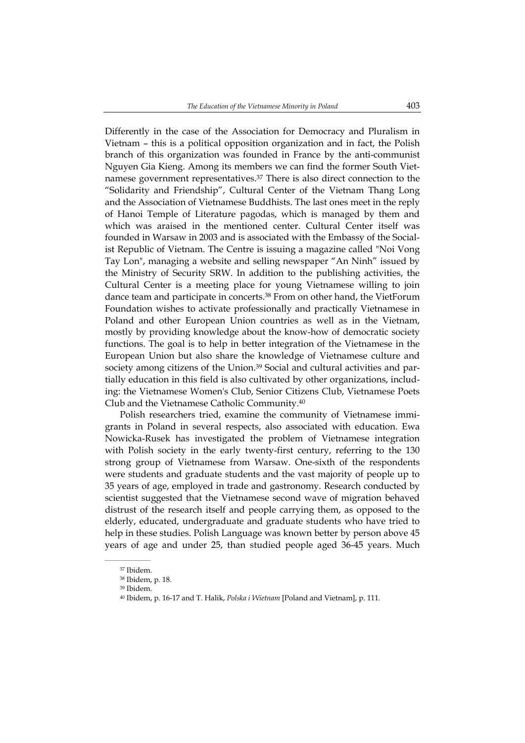Differently in the case of the Association for Democracy and Pluralism in Vietnam – this is a political opposition organization and in fact, the Polish branch of this organization was founded in France by the anti-communist Nguyen Gia Kieng. Among its members we can find the former South Vietnamese government representatives.[37] There is also direct connection to the "Solidarity and Friendship", Cultural Center of the Vietnam Thang Long and the Association of Vietnamese Buddhists. The last ones meet in the reply of Hanoi Temple of Literature pagodas, which is managed by them and which was araised in the mentioned center. Cultural Center itself was founded in Warsaw in 2003 and is associated with the Embassy of the Socialist Republic of Vietnam. The Centre is issuing a magazine called "Noi Vong Tay Lon", managing a website and selling newspaper "An Ninh" issued by the Ministry of Security SRW. In addition to the publishing activities, the Cultural Center is a meeting place for young Vietnamese willing to join dance team and participate in concerts.[38] From on other hand, the VietForum Foundation wishes to activate professionally and practically Vietnamese in Poland and other European Union countries as well as in the Vietnam, mostly by providing knowledge about the know-how of democratic society functions. The goal is to help in better integration of the Vietnamese in the European Union but also share the knowledge of Vietnamese culture and society among citizens of the Union.[39] Social and cultural activities and partially education in this field is also cultivated by other organizations, including: the Vietnamese Women's Club, Senior Citizens Club, Vietnamese Poets Club and the Vietnamese Catholic Community.[40]

Polish researchers tried, examine the community of Vietnamese immigrants in Poland in several respects, also associated with education. Ewa Nowicka-Rusek has investigated the problem of Vietnamese integration with Polish society in the early twenty-first century, referring to the 130 strong group of Vietnamese from Warsaw. One-sixth of the respondents were students and graduate students and the vast majority of people up to 35 years of age, employed in trade and gastronomy. Research conducted by scientist suggested that the Vietnamese second wave of migration behaved distrust of the research itself and people carrying them, as opposed to the elderly, educated, undergraduate and graduate students who have tried to help in these studies. Polish Language was known better by person above 45 years of age and under 25, than studied people aged 36-45 years. Much

---

[37] Ibidem.

[38] Ibidem, p. 18.

[39] Ibidem.

[40] Ibidem, p. 16-17 and T. Halik, *Polska i Wietnam* [Poland and Vietnam], p. 111.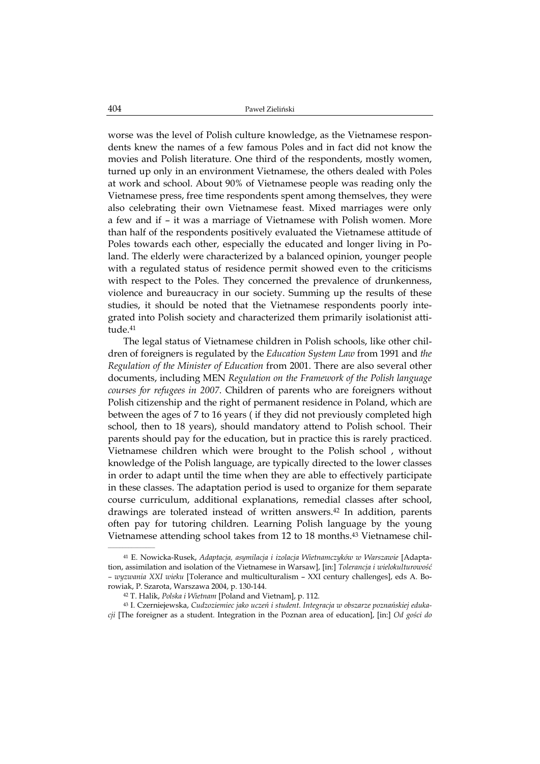worse was the level of Polish culture knowledge, as the Vietnamese respondents knew the names of a few famous Poles and in fact did not know the movies and Polish literature. One third of the respondents, mostly women, turned up only in an environment Vietnamese, the others dealed with Poles at work and school. About 90% of Vietnamese people was reading only the Vietnamese press, free time respondents spent among themselves, they were also celebrating their own Vietnamese feast. Mixed marriages were only a few and if – it was a marriage of Vietnamese with Polish women. More than half of the respondents positively evaluated the Vietnamese attitude of Poles towards each other, especially the educated and longer living in Poland. The elderly were characterized by a balanced opinion, younger people with a regulated status of residence permit showed even to the criticisms with respect to the Poles. They concerned the prevalence of drunkenness, violence and bureaucracy in our society. Summing up the results of these studies, it should be noted that the Vietnamese respondents poorly integrated into Polish society and characterized them primarily isolationist attitude.[41]

The legal status of Vietnamese children in Polish schools, like other children of foreigners is regulated by the *Education System Law* from 1991 and *the Regulation of the Minister of Education* from 2001. There are also several other documents, including MEN *Regulation on the Framework of the Polish language courses for refugees in 2007*. Children of parents who are foreigners without Polish citizenship and the right of permanent residence in Poland, which are between the ages of 7 to 16 years ( if they did not previously completed high school, then to 18 years), should mandatory attend to Polish school. Their parents should pay for the education, but in practice this is rarely practiced. Vietnamese children which were brought to the Polish school , without knowledge of the Polish language, are typically directed to the lower classes in order to adapt until the time when they are able to effectively participate in these classes. The adaptation period is used to organize for them separate course curriculum, additional explanations, remedial classes after school, drawings are tolerated instead of written answers.[42] In addition, parents often pay for tutoring children. Learning Polish language by the young Vietnamese attending school takes from 12 to 18 months.[43] Vietnamese chil-

---

[41] E. Nowicka-Rusek, *Adaptacja, asymilacja i izolacja Wietnamczyków w Warszawie* [Adaptation, assimilation and isolation of the Vietnamese in Warsaw], [in:] *Tolerancja i wielokulturowość – wyzwania XXI wieku* [Tolerance and multiculturalism – XXI century challenges], eds A. Borowiak, P. Szarota, Warszawa 2004, p. 130-144.

[42] T. Halik, *Polska i Wietnam* [Poland and Vietnam], p. 112.

[43] I. Czerniejewska, *Cudzoziemiec jako uczeń i student. Integracja w obszarze poznańskiej edukacji* [The foreigner as a student. Integration in the Poznan area of education], [in:] *Od gości do*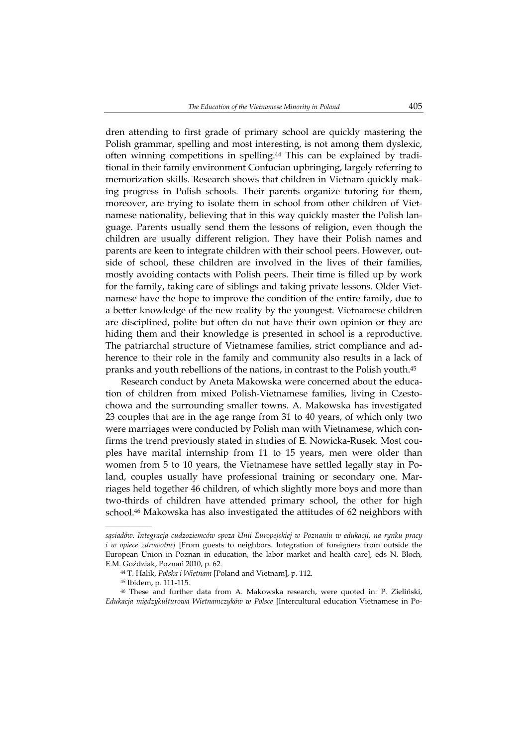dren attending to first grade of primary school are quickly mastering the Polish grammar, spelling and most interesting, is not among them dyslexic, often winning competitions in spelling.[44] This can be explained by traditional in their family environment Confucian upbringing, largely referring to memorization skills. Research shows that children in Vietnam quickly making progress in Polish schools. Their parents organize tutoring for them, moreover, are trying to isolate them in school from other children of Vietnamese nationality, believing that in this way quickly master the Polish language. Parents usually send them the lessons of religion, even though the children are usually different religion. They have their Polish names and parents are keen to integrate children with their school peers. However, outside of school, these children are involved in the lives of their families, mostly avoiding contacts with Polish peers. Their time is filled up by work for the family, taking care of siblings and taking private lessons. Older Vietnamese have the hope to improve the condition of the entire family, due to a better knowledge of the new reality by the youngest. Vietnamese children are disciplined, polite but often do not have their own opinion or they are hiding them and their knowledge is presented in school is a reproductive. The patriarchal structure of Vietnamese families, strict compliance and adherence to their role in the family and community also results in a lack of pranks and youth rebellions of the nations, in contrast to the Polish youth.[45]

Research conduct by Aneta Makowska were concerned about the education of children from mixed Polish-Vietnamese families, living in Czestochowa and the surrounding smaller towns. A. Makowska has investigated 23 couples that are in the age range from 31 to 40 years, of which only two were marriages were conducted by Polish man with Vietnamese, which confirms the trend previously stated in studies of E. Nowicka-Rusek. Most couples have marital internship from 11 to 15 years, men were older than women from 5 to 10 years, the Vietnamese have settled legally stay in Poland, couples usually have professional training or secondary one. Marriages held together 46 children, of which slightly more boys and more than two-thirds of children have attended primary school, the other for high school.[46] Makowska has also investigated the attitudes of 62 neighbors with

---

*sąsiadów. Integracja cudzoziemców spoza Unii Europejskiej w Poznaniu w edukacji, na rynku pracy i w opiece zdrowotnej* [From guests to neighbors. Integration of foreigners from outside the European Union in Poznan in education, the labor market and health care], eds N. Bloch, E.M. Goździak, Poznań 2010, p. 62.

[44] T. Halik, *Polska i Wietnam* [Poland and Vietnam], p. 112.

[45] Ibidem, p. 111-115.

[46] These and further data from A. Makowska research, were quoted in: P. Zieliński, *Edukacja międzykulturowa Wietnamczyków w Polsce* [Intercultural education Vietnamese in Po-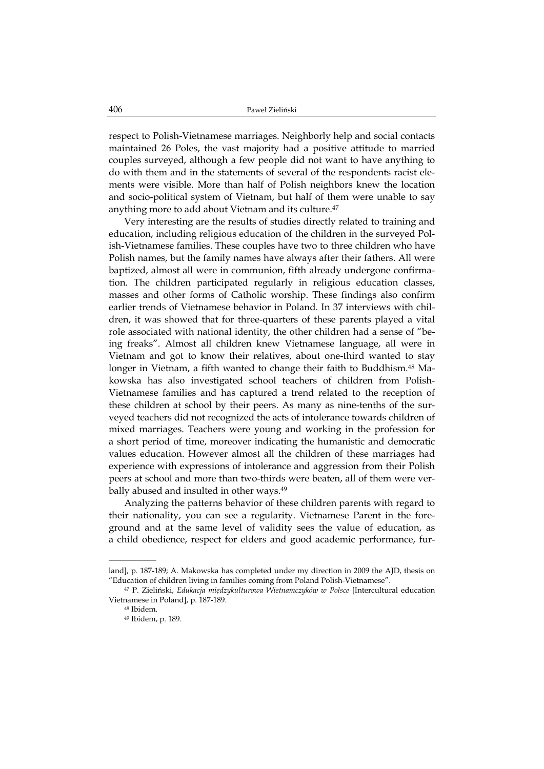respect to Polish-Vietnamese marriages. Neighborly help and social contacts maintained 26 Poles, the vast majority had a positive attitude to married couples surveyed, although a few people did not want to have anything to do with them and in the statements of several of the respondents racist elements were visible. More than half of Polish neighbors knew the location and socio-political system of Vietnam, but half of them were unable to say anything more to add about Vietnam and its culture.[47]

Very interesting are the results of studies directly related to training and education, including religious education of the children in the surveyed Polish-Vietnamese families. These couples have two to three children who have Polish names, but the family names have always after their fathers. All were baptized, almost all were in communion, fifth already undergone confirmation. The children participated regularly in religious education classes, masses and other forms of Catholic worship. These findings also confirm earlier trends of Vietnamese behavior in Poland. In 37 interviews with children, it was showed that for three-quarters of these parents played a vital role associated with national identity, the other children had a sense of "being freaks". Almost all children knew Vietnamese language, all were in Vietnam and got to know their relatives, about one-third wanted to stay longer in Vietnam, a fifth wanted to change their faith to Buddhism.[48] Makowska has also investigated school teachers of children from Polish-Vietnamese families and has captured a trend related to the reception of these children at school by their peers. As many as nine-tenths of the surveyed teachers did not recognized the acts of intolerance towards children of mixed marriages. Teachers were young and working in the profession for a short period of time, moreover indicating the humanistic and democratic values education. However almost all the children of these marriages had experience with expressions of intolerance and aggression from their Polish peers at school and more than two-thirds were beaten, all of them were verbally abused and insulted in other ways.[49]

Analyzing the patterns behavior of these children parents with regard to their nationality, you can see a regularity. Vietnamese Parent in the foreground and at the same level of validity sees the value of education, as a child obedience, respect for elders and good academic performance, fur-

---

land], p. 187-189; A. Makowska has completed under my direction in 2009 the AJD, thesis on "Education of children living in families coming from Poland Polish-Vietnamese".

[47] P. Zieliński, *Edukacja międzykulturowa Wietnamczyków w Polsce* [Intercultural education Vietnamese in Poland], p. 187-189.

[48] Ibidem.

[49] Ibidem, p. 189.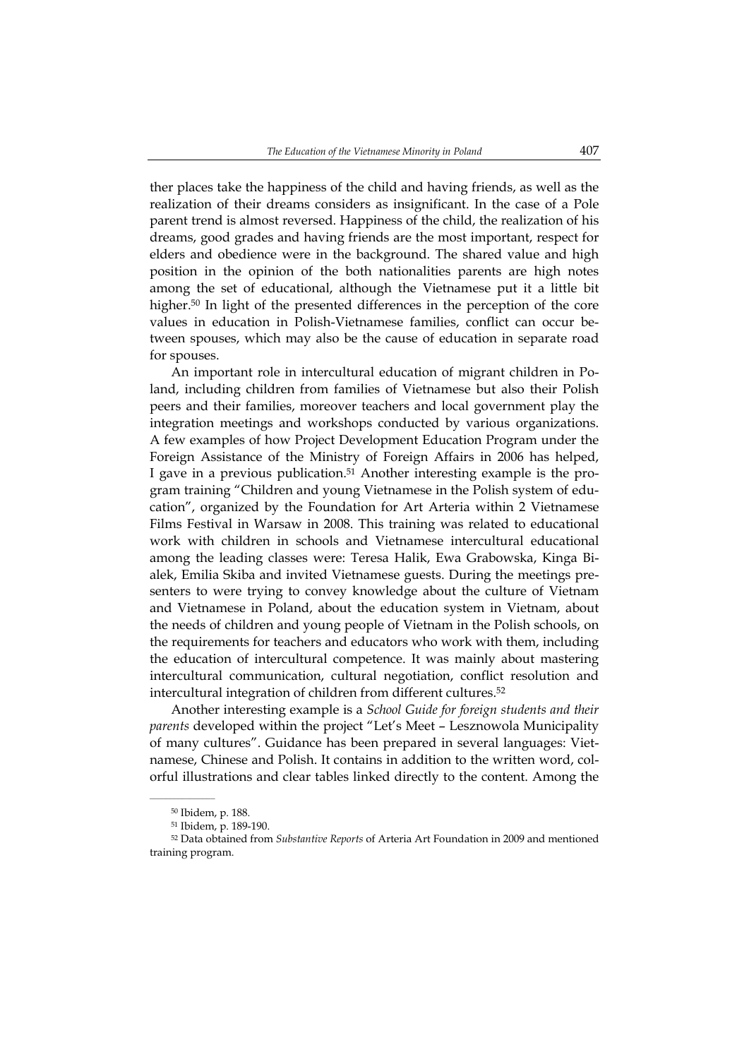ther places take the happiness of the child and having friends, as well as the realization of their dreams considers as insignificant. In the case of a Pole parent trend is almost reversed. Happiness of the child, the realization of his dreams, good grades and having friends are the most important, respect for elders and obedience were in the background. The shared value and high position in the opinion of the both nationalities parents are high notes among the set of educational, although the Vietnamese put it a little bit higher.[50] In light of the presented differences in the perception of the core values in education in Polish-Vietnamese families, conflict can occur between spouses, which may also be the cause of education in separate road for spouses.

An important role in intercultural education of migrant children in Poland, including children from families of Vietnamese but also their Polish peers and their families, moreover teachers and local government play the integration meetings and workshops conducted by various organizations. A few examples of how Project Development Education Program under the Foreign Assistance of the Ministry of Foreign Affairs in 2006 has helped, I gave in a previous publication.[51] Another interesting example is the program training "Children and young Vietnamese in the Polish system of education", organized by the Foundation for Art Arteria within 2 Vietnamese Films Festival in Warsaw in 2008. This training was related to educational work with children in schools and Vietnamese intercultural educational among the leading classes were: Teresa Halik, Ewa Grabowska, Kinga Bialek, Emilia Skiba and invited Vietnamese guests. During the meetings presenters to were trying to convey knowledge about the culture of Vietnam and Vietnamese in Poland, about the education system in Vietnam, about the needs of children and young people of Vietnam in the Polish schools, on the requirements for teachers and educators who work with them, including the education of intercultural competence. It was mainly about mastering intercultural communication, cultural negotiation, conflict resolution and intercultural integration of children from different cultures.[52]

Another interesting example is a *School Guide for foreign students and their parents* developed within the project "Let's Meet – Lesznowola Municipality of many cultures". Guidance has been prepared in several languages: Vietnamese, Chinese and Polish. It contains in addition to the written word, colorful illustrations and clear tables linked directly to the content. Among the

---

[50] Ibidem, p. 188.

[51] Ibidem, p. 189-190.

[52] Data obtained from *Substantive Reports* of Arteria Art Foundation in 2009 and mentioned training program.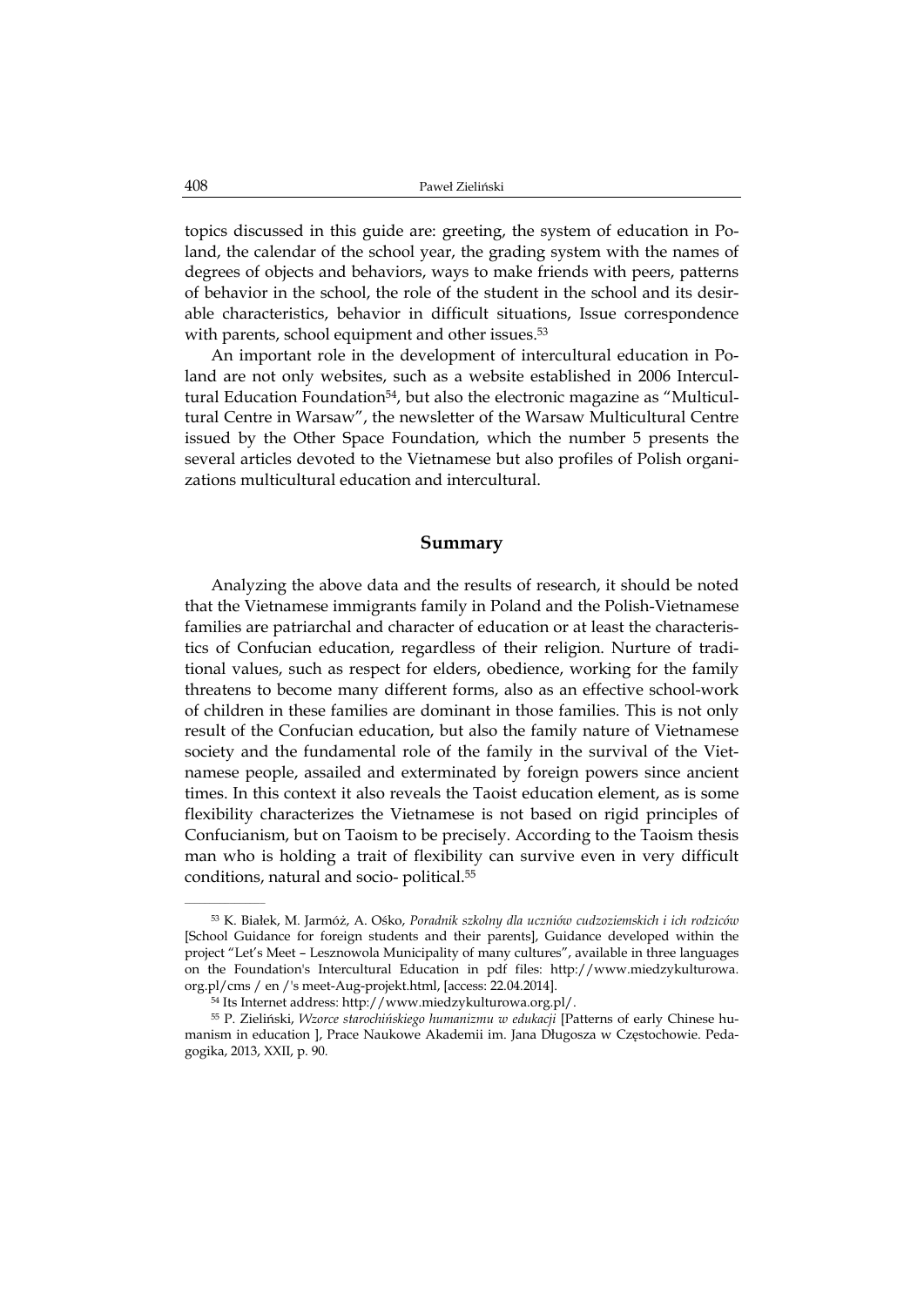topics discussed in this guide are: greeting, the system of education in Poland, the calendar of the school year, the grading system with the names of degrees of objects and behaviors, ways to make friends with peers, patterns of behavior in the school, the role of the student in the school and its desirable characteristics, behavior in difficult situations, Issue correspondence with parents, school equipment and other issues.[53]

An important role in the development of intercultural education in Poland are not only websites, such as a website established in 2006 Intercultural Education Foundation[54], but also the electronic magazine as "Multicultural Centre in Warsaw", the newsletter of the Warsaw Multicultural Centre issued by the Other Space Foundation, which the number 5 presents the several articles devoted to the Vietnamese but also profiles of Polish organizations multicultural education and intercultural.

## Summary

Analyzing the above data and the results of research, it should be noted that the Vietnamese immigrants family in Poland and the Polish-Vietnamese families are patriarchal and character of education or at least the characteristics of Confucian education, regardless of their religion. Nurture of traditional values, such as respect for elders, obedience, working for the family threatens to become many different forms, also as an effective school-work of children in these families are dominant in those families. This is not only result of the Confucian education, but also the family nature of Vietnamese society and the fundamental role of the family in the survival of the Vietnamese people, assailed and exterminated by foreign powers since ancient times. In this context it also reveals the Taoist education element, as is some flexibility characterizes the Vietnamese is not based on rigid principles of Confucianism, but on Taoism to be precisely. According to the Taoism thesis man who is holding a trait of flexibility can survive even in very difficult conditions, natural and socio- political.[55]

---

[53] K. Białek, M. Jarmóż, A. Ośko, *Poradnik szkolny dla uczniów cudzoziemskich i ich rodziców* [School Guidance for foreign students and their parents], Guidance developed within the project "Let's Meet – Lesznowola Municipality of many cultures", available in three languages on the Foundation's Intercultural Education in pdf files: http://www.miedzykulturowa.org.pl/cms / en /'s meet-Aug-projekt.html, [access: 22.04.2014].

[54] Its Internet address: http://www.miedzykulturowa.org.pl/.

[55] P. Zieliński, *Wzorce starochińskiego humanizmu w edukacji* [Patterns of early Chinese humanism in education ], Prace Naukowe Akademii im. Jana Długosza w Częstochowie. Pedagogika, 2013, XXII, p. 90.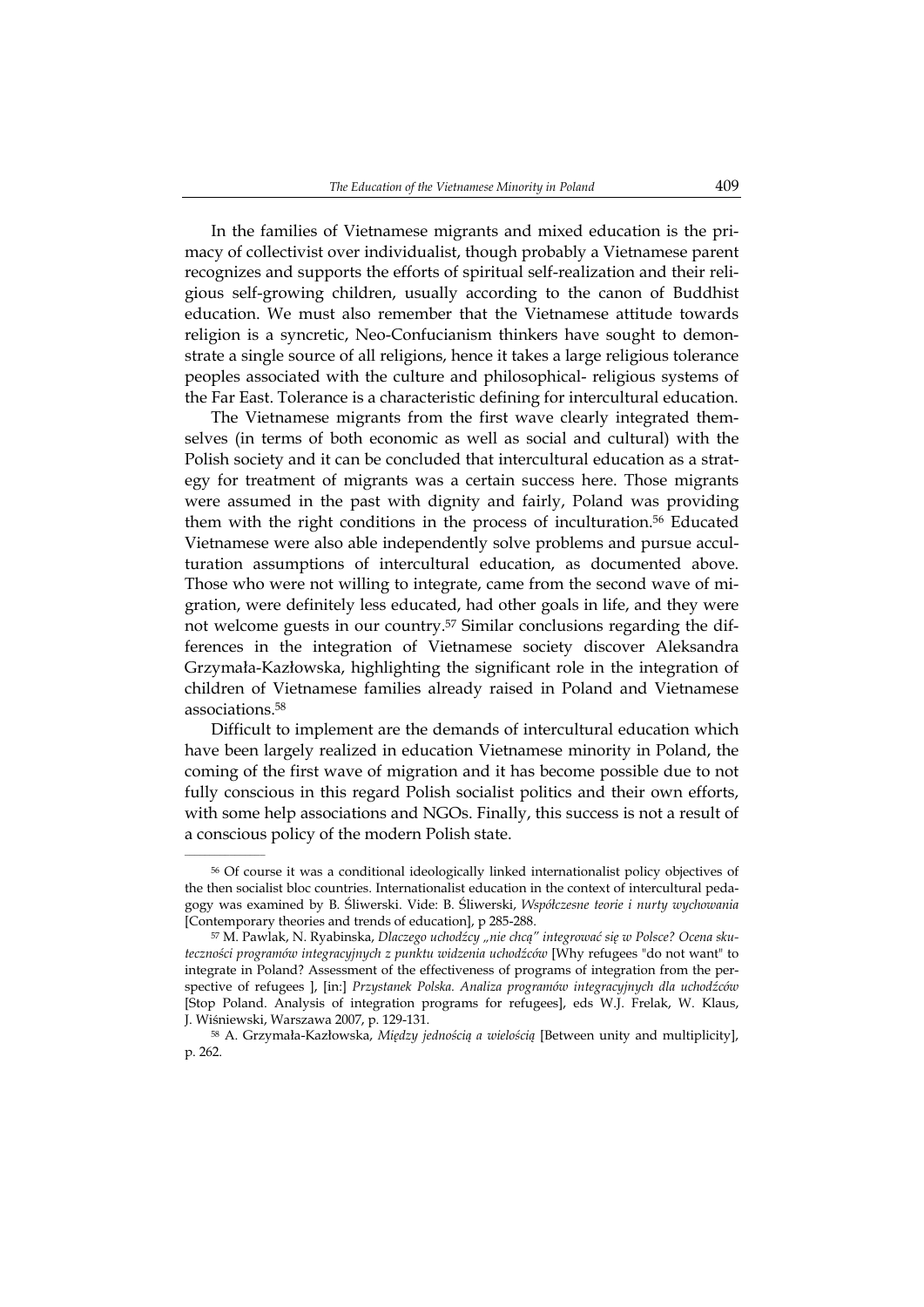In the families of Vietnamese migrants and mixed education is the primacy of collectivist over individualist, though probably a Vietnamese parent recognizes and supports the efforts of spiritual self-realization and their religious self-growing children, usually according to the canon of Buddhist education. We must also remember that the Vietnamese attitude towards religion is a syncretic, Neo-Confucianism thinkers have sought to demonstrate a single source of all religions, hence it takes a large religious tolerance peoples associated with the culture and philosophical- religious systems of the Far East. Tolerance is a characteristic defining for intercultural education.

The Vietnamese migrants from the first wave clearly integrated themselves (in terms of both economic as well as social and cultural) with the Polish society and it can be concluded that intercultural education as a strategy for treatment of migrants was a certain success here. Those migrants were assumed in the past with dignity and fairly, Poland was providing them with the right conditions in the process of inculturation.[56] Educated Vietnamese were also able independently solve problems and pursue acculturation assumptions of intercultural education, as documented above. Those who were not willing to integrate, came from the second wave of migration, were definitely less educated, had other goals in life, and they were not welcome guests in our country.[57] Similar conclusions regarding the differences in the integration of Vietnamese society discover Aleksandra Grzymała-Kazłowska, highlighting the significant role in the integration of children of Vietnamese families already raised in Poland and Vietnamese associations.[58]

Difficult to implement are the demands of intercultural education which have been largely realized in education Vietnamese minority in Poland, the coming of the first wave of migration and it has become possible due to not fully conscious in this regard Polish socialist politics and their own efforts, with some help associations and NGOs. Finally, this success is not a result of a conscious policy of the modern Polish state.

---

[56] Of course it was a conditional ideologically linked internationalist policy objectives of the then socialist bloc countries. Internationalist education in the context of intercultural pedagogy was examined by B. Śliwerski. Vide: B. Śliwerski, *Współczesne teorie i nurty wychowania* [Contemporary theories and trends of education], p 285-288.

[57] M. Pawlak, N. Ryabinska, *Dlaczego uchodźcy „nie chcą" integrować się w Polsce? Ocena skuteczności programów integracyjnych z punktu widzenia uchodźców* [Why refugees "do not want" to integrate in Poland? Assessment of the effectiveness of programs of integration from the perspective of refugees ], [in:] *Przystanek Polska. Analiza programów integracyjnych dla uchodźców* [Stop Poland. Analysis of integration programs for refugees], eds W.J. Frelak, W. Klaus, J. Wiśniewski, Warszawa 2007, p. 129-131.

[58] A. Grzymała-Kazłowska, *Między jednością a wielością* [Between unity and multiplicity], p. 262.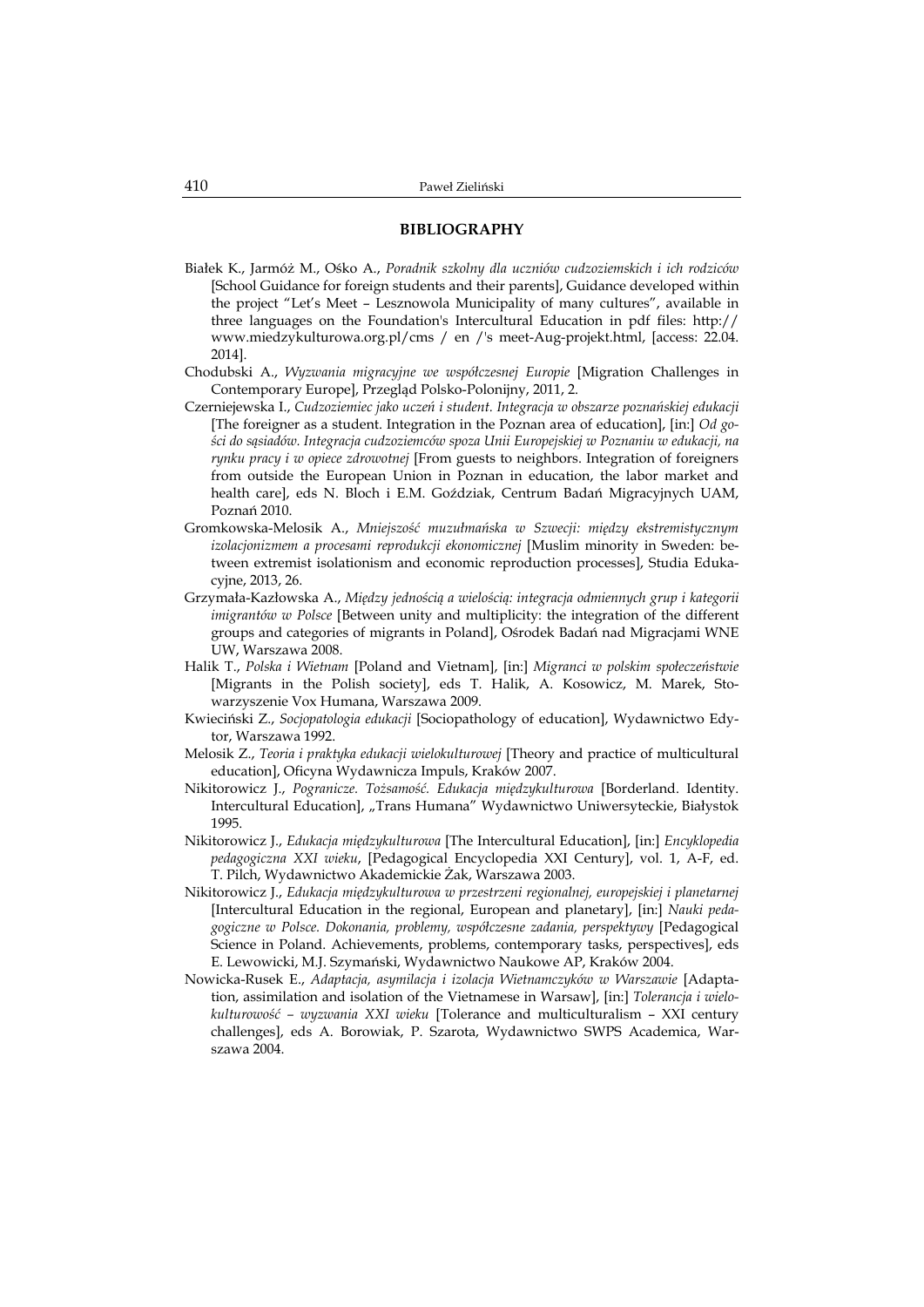## BIBLIOGRAPHY

Białek K., Jarmóż M., Ośko A., *Poradnik szkolny dla uczniów cudzoziemskich i ich rodziców* [School Guidance for foreign students and their parents], Guidance developed within the project "Let's Meet – Lesznowola Municipality of many cultures", available in three languages on the Foundation's Intercultural Education in pdf files: http:// www.miedzykulturowa.org.pl/cms / en /'s meet-Aug-projekt.html, [access: 22.04. 2014].

Chodubski A., *Wyzwania migracyjne we współczesnej Europie* [Migration Challenges in Contemporary Europe], Przegląd Polsko-Polonijny, 2011, 2.

Czerniejewska I., *Cudzoziemiec jako uczeń i student. Integracja w obszarze poznańskiej edukacji* [The foreigner as a student. Integration in the Poznan area of education], [in:] *Od gości do sąsiadów. Integracja cudzoziemców spoza Unii Europejskiej w Poznaniu w edukacji, na rynku pracy i w opiece zdrowotnej* [From guests to neighbors. Integration of foreigners from outside the European Union in Poznan in education, the labor market and health care], eds N. Bloch i E.M. Goździak, Centrum Badań Migracyjnych UAM, Poznań 2010.

Gromkowska-Melosik A., *Mniejszość muzułmańska w Szwecji: między ekstremistycznym izolacjonizmem a procesami reprodukcji ekonomicznej* [Muslim minority in Sweden: between extremist isolationism and economic reproduction processes], Studia Edukacyjne, 2013, 26.

Grzymała-Kazłowska A., *Między jednością a wielością: integracja odmiennych grup i kategorii imigrantów w Polsce* [Between unity and multiplicity: the integration of the different groups and categories of migrants in Poland], Ośrodek Badań nad Migracjami WNE UW, Warszawa 2008.

Halik T., *Polska i Wietnam* [Poland and Vietnam], [in:] *Migranci w polskim społeczeństwie* [Migrants in the Polish society], eds T. Halik, A. Kosowicz, M. Marek, Stowarzyszenie Vox Humana, Warszawa 2009.

Kwieciński Z., *Socjopatologia edukacji* [Sociopathology of education], Wydawnictwo Edytor, Warszawa 1992.

Melosik Z., *Teoria i praktyka edukacji wielokulturowej* [Theory and practice of multicultural education], Oficyna Wydawnicza Impuls, Kraków 2007.

Nikitorowicz J., *Pogranicze. Tożsamość. Edukacja międzykulturowa* [Borderland. Identity. Intercultural Education], „Trans Humana" Wydawnictwo Uniwersyteckie, Białystok 1995.

Nikitorowicz J., *Edukacja międzykulturowa* [The Intercultural Education], [in:] *Encyklopedia pedagogiczna XXI wieku*, [Pedagogical Encyclopedia XXI Century], vol. 1, A-F, ed. T. Pilch, Wydawnictwo Akademickie Żak, Warszawa 2003.

Nikitorowicz J., *Edukacja międzykulturowa w przestrzeni regionalnej, europejskiej i planetarnej* [Intercultural Education in the regional, European and planetary], [in:] *Nauki pedagogiczne w Polsce. Dokonania, problemy, współczesne zadania, perspektywy* [Pedagogical Science in Poland. Achievements, problems, contemporary tasks, perspectives], eds E. Lewowicki, M.J. Szymański, Wydawnictwo Naukowe AP, Kraków 2004.

Nowicka-Rusek E., *Adaptacja, asymilacja i izolacja Wietnamczyków w Warszawie* [Adaptation, assimilation and isolation of the Vietnamese in Warsaw], [in:] *Tolerancja i wielokulturowość – wyzwania XXI wieku* [Tolerance and multiculturalism – XXI century challenges], eds A. Borowiak, P. Szarota, Wydawnictwo SWPS Academica, Warszawa 2004.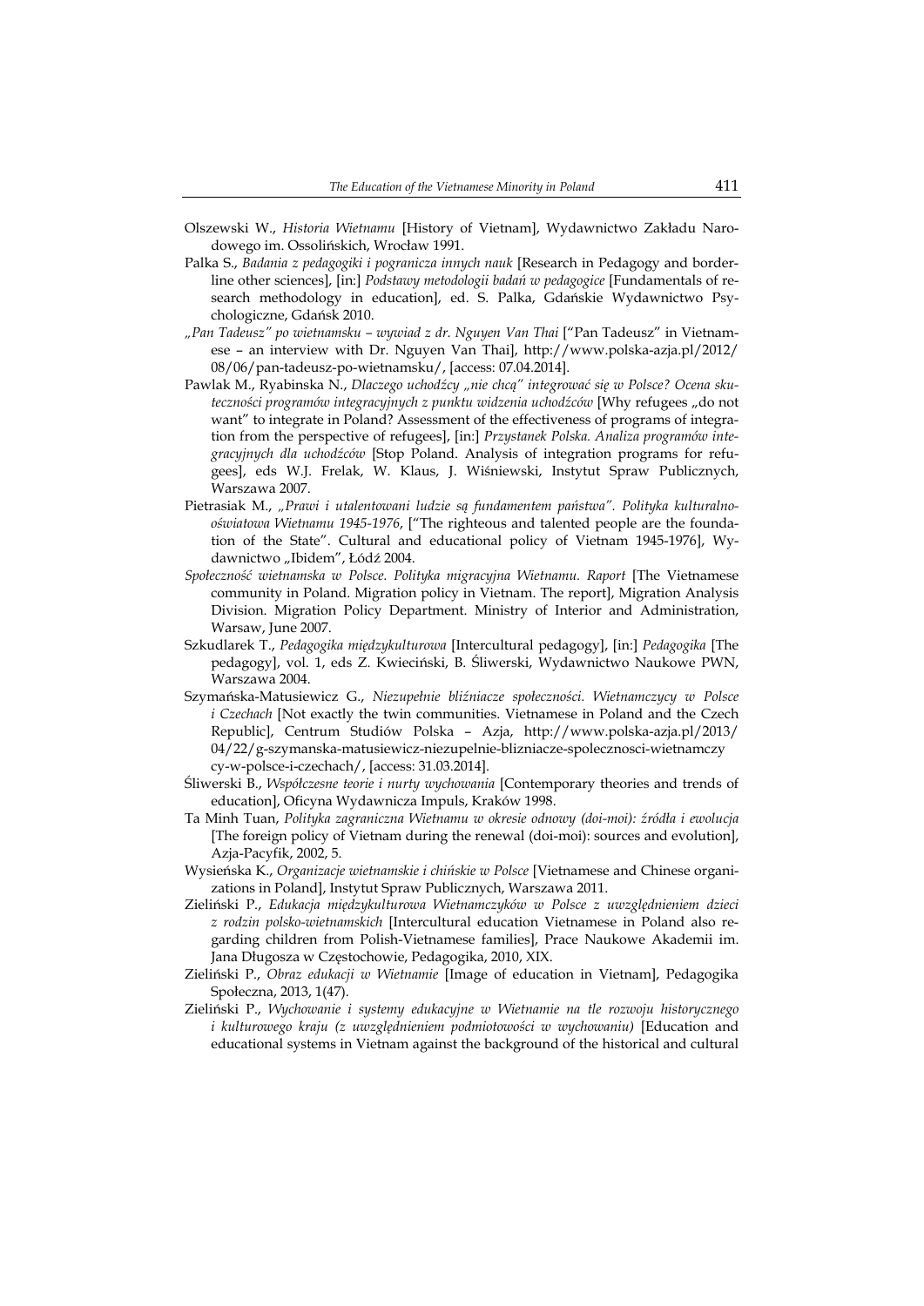Olszewski W., *Historia Wietnamu* [History of Vietnam], Wydawnictwo Zakładu Narodowego im. Ossolińskich, Wrocław 1991.

Palka S., *Badania z pedagogiki i pogranicza innych nauk* [Research in Pedagogy and borderline other sciences], [in:] *Podstawy metodologii badań w pedagogice* [Fundamentals of research methodology in education], ed. S. Palka, Gdańskie Wydawnictwo Psychologiczne, Gdańsk 2010.

*„Pan Tadeusz" po wietnamsku – wywiad z dr. Nguyen Van Thai* ["Pan Tadeusz" in Vietnamese – an interview with Dr. Nguyen Van Thai], http://www.polska-azja.pl/2012/08/06/pan-tadeusz-po-wietnamsku/, [access: 07.04.2014].

Pawlak M., Ryabinska N., *Dlaczego uchodźcy „nie chcą" integrować się w Polsce? Ocena skuteczności programów integracyjnych z punktu widzenia uchodźców* [Why refugees „do not want" to integrate in Poland? Assessment of the effectiveness of programs of integration from the perspective of refugees], [in:] *Przystanek Polska. Analiza programów integracyjnych dla uchodźców* [Stop Poland. Analysis of integration programs for refugees], eds W.J. Frelak, W. Klaus, J. Wiśniewski, Instytut Spraw Publicznych, Warszawa 2007.

Pietrasiak M., *„Prawi i utalentowani ludzie są fundamentem państwa". Polityka kulturalno-oświatowa Wietnamu 1945-1976*, ["The righteous and talented people are the foundation of the State". Cultural and educational policy of Vietnam 1945-1976], Wydawnictwo „Ibidem", Łódź 2004.

*Społeczność wietnamska w Polsce. Polityka migracyjna Wietnamu. Raport* [The Vietnamese community in Poland. Migration policy in Vietnam. The report], Migration Analysis Division. Migration Policy Department. Ministry of Interior and Administration, Warsaw, June 2007.

Szkudlarek T., *Pedagogika międzykulturowa* [Intercultural pedagogy], [in:] *Pedagogika* [The pedagogy], vol. 1, eds Z. Kwieciński, B. Śliwerski, Wydawnictwo Naukowe PWN, Warszawa 2004.

Szymańska-Matusiewicz G., *Niezupełnie bliźniacze społeczności. Wietnamczycy w Polsce i Czechach* [Not exactly the twin communities. Vietnamese in Poland and the Czech Republic], Centrum Studiów Polska – Azja, http://www.polska-azja.pl/2013/04/22/g-szymanska-matusiewicz-niezupelnie-blizniacze-spolecznosci-wietnamczycy-w-polsce-i-czechach/, [access: 31.03.2014].

Śliwerski B., *Współczesne teorie i nurty wychowania* [Contemporary theories and trends of education], Oficyna Wydawnicza Impuls, Kraków 1998.

Ta Minh Tuan, *Polityka zagraniczna Wietnamu w okresie odnowy (doi-moi): źródła i ewolucja* [The foreign policy of Vietnam during the renewal (doi-moi): sources and evolution], Azja-Pacyfik, 2002, 5.

Wysieńska K., *Organizacje wietnamskie i chińskie w Polsce* [Vietnamese and Chinese organizations in Poland], Instytut Spraw Publicznych, Warszawa 2011.

Zieliński P., *Edukacja międzykulturowa Wietnamczyków w Polsce z uwzględnieniem dzieci z rodzin polsko-wietnamskich* [Intercultural education Vietnamese in Poland also regarding children from Polish-Vietnamese families], Prace Naukowe Akademii im. Jana Długosza w Częstochowie, Pedagogika, 2010, XIX.

Zieliński P., *Obraz edukacji w Wietnamie* [Image of education in Vietnam], Pedagogika Społeczna, 2013, 1(47).

Zieliński P., *Wychowanie i systemy edukacyjne w Wietnamie na tle rozwoju historycznego i kulturowego kraju (z uwzględnieniem podmiotowości w wychowaniu)* [Education and educational systems in Vietnam against the background of the historical and cultural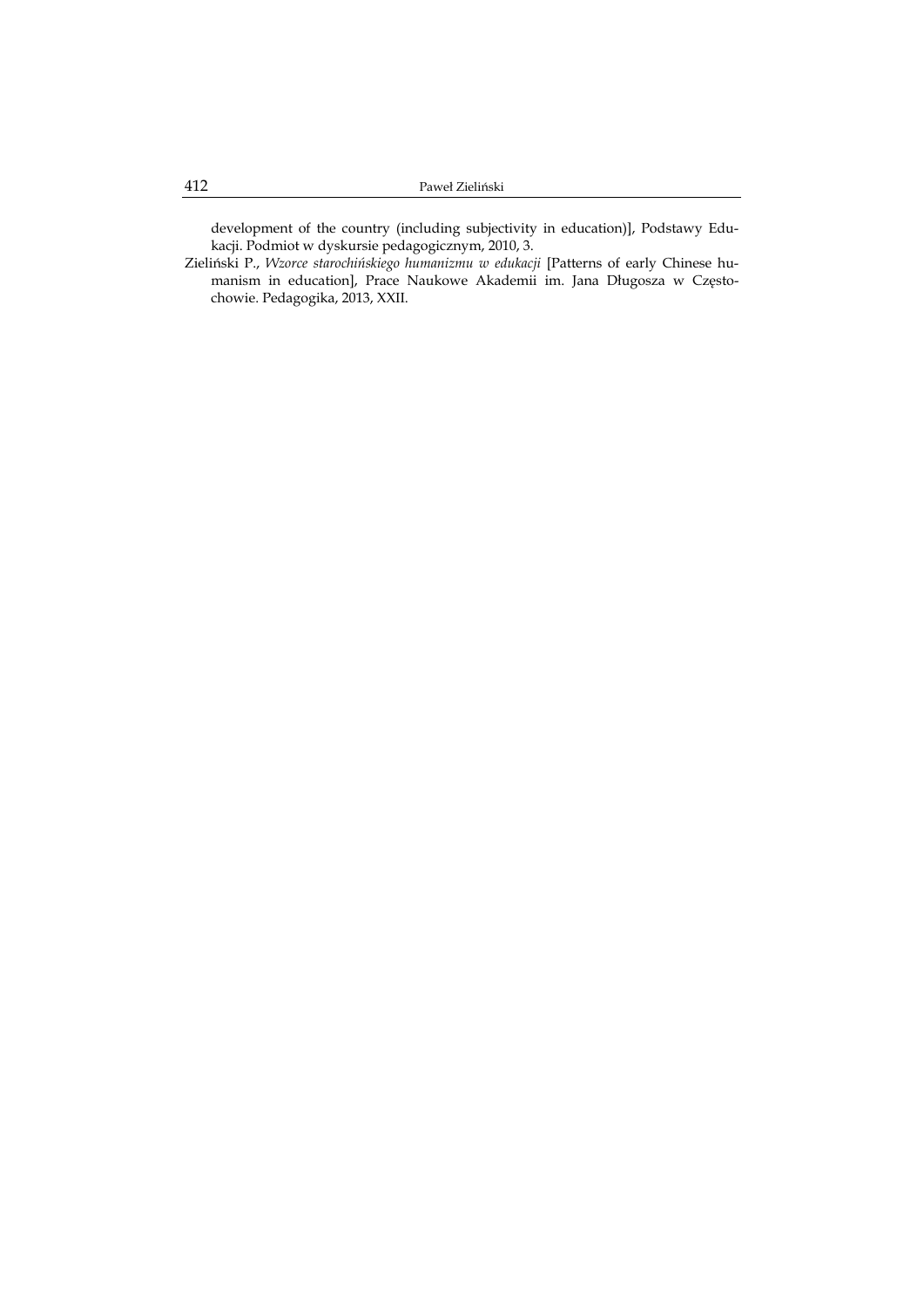development of the country (including subjectivity in education)], Podstawy Edukacji. Podmiot w dyskursie pedagogicznym, 2010, 3.

Zieliński P., *Wzorce starochińskiego humanizmu w edukacji* [Patterns of early Chinese humanism in education], Prace Naukowe Akademii im. Jana Długosza w Częstochowie. Pedagogika, 2013, XXII.